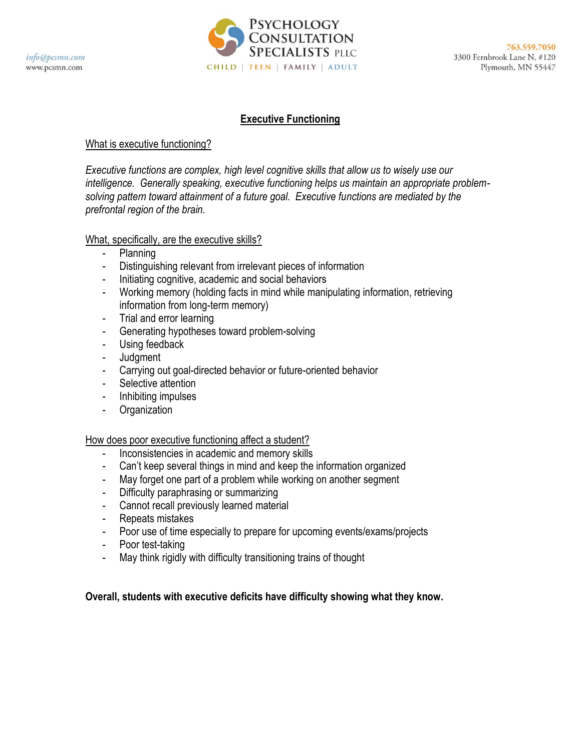# Executive Functioning

## What is executive functioning?

*Executive functions are complex, high level cognitive skills that allow us to wisely use our intelligence. Generally speaking, executive functioning helps us maintain an appropriate problem-solving pattern toward attainment of a future goal. Executive functions are mediated by the prefrontal region of the brain.*

## What, specifically, are the executive skills?

- Planning
- Distinguishing relevant from irrelevant pieces of information
- Initiating cognitive, academic and social behaviors
- Working memory (holding facts in mind while manipulating information, retrieving information from long-term memory)
- Trial and error learning
- Generating hypotheses toward problem-solving
- Using feedback
- Judgment
- Carrying out goal-directed behavior or future-oriented behavior
- Selective attention
- Inhibiting impulses
- Organization

## How does poor executive functioning affect a student?

- Inconsistencies in academic and memory skills
- Can't keep several things in mind and keep the information organized
- May forget one part of a problem while working on another segment
- Difficulty paraphrasing or summarizing
- Cannot recall previously learned material
- Repeats mistakes
- Poor use of time especially to prepare for upcoming events/exams/projects
- Poor test-taking
- May think rigidly with difficulty transitioning trains of thought

**Overall, students with executive deficits have difficulty showing what they know.**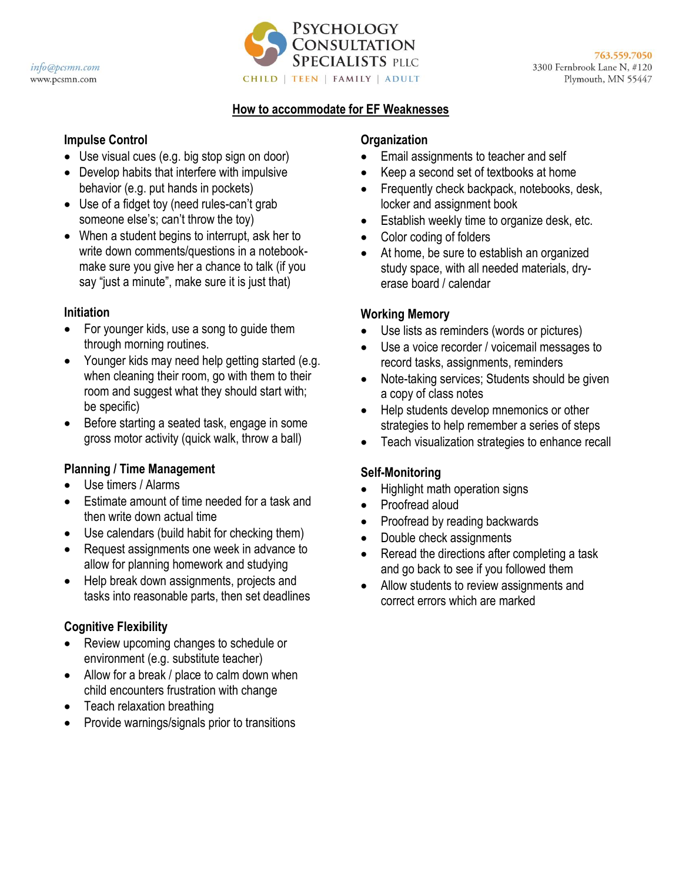## How to accommodate for EF Weaknesses

### Impulse Control

- Use visual cues (e.g. big stop sign on door)
- Develop habits that interfere with impulsive behavior (e.g. put hands in pockets)
- Use of a fidget toy (need rules-can't grab someone else's; can't throw the toy)
- When a student begins to interrupt, ask her to write down comments/questions in a notebook-make sure you give her a chance to talk (if you say "just a minute", make sure it is just that)

### Initiation

- For younger kids, use a song to guide them through morning routines.
- Younger kids may need help getting started (e.g. when cleaning their room, go with them to their room and suggest what they should start with; be specific)
- Before starting a seated task, engage in some gross motor activity (quick walk, throw a ball)

### Planning / Time Management

- Use timers / Alarms
- Estimate amount of time needed for a task and then write down actual time
- Use calendars (build habit for checking them)
- Request assignments one week in advance to allow for planning homework and studying
- Help break down assignments, projects and tasks into reasonable parts, then set deadlines

### Cognitive Flexibility

- Review upcoming changes to schedule or environment (e.g. substitute teacher)
- Allow for a break / place to calm down when child encounters frustration with change
- Teach relaxation breathing
- Provide warnings/signals prior to transitions

### Organization

- Email assignments to teacher and self
- Keep a second set of textbooks at home
- Frequently check backpack, notebooks, desk, locker and assignment book
- Establish weekly time to organize desk, etc.
- Color coding of folders
- At home, be sure to establish an organized study space, with all needed materials, dry-erase board / calendar

### Working Memory

- Use lists as reminders (words or pictures)
- Use a voice recorder / voicemail messages to record tasks, assignments, reminders
- Note-taking services; Students should be given a copy of class notes
- Help students develop mnemonics or other strategies to help remember a series of steps
- Teach visualization strategies to enhance recall

### Self-Monitoring

- Highlight math operation signs
- Proofread aloud
- Proofread by reading backwards
- Double check assignments
- Reread the directions after completing a task and go back to see if you followed them
- Allow students to review assignments and correct errors which are marked